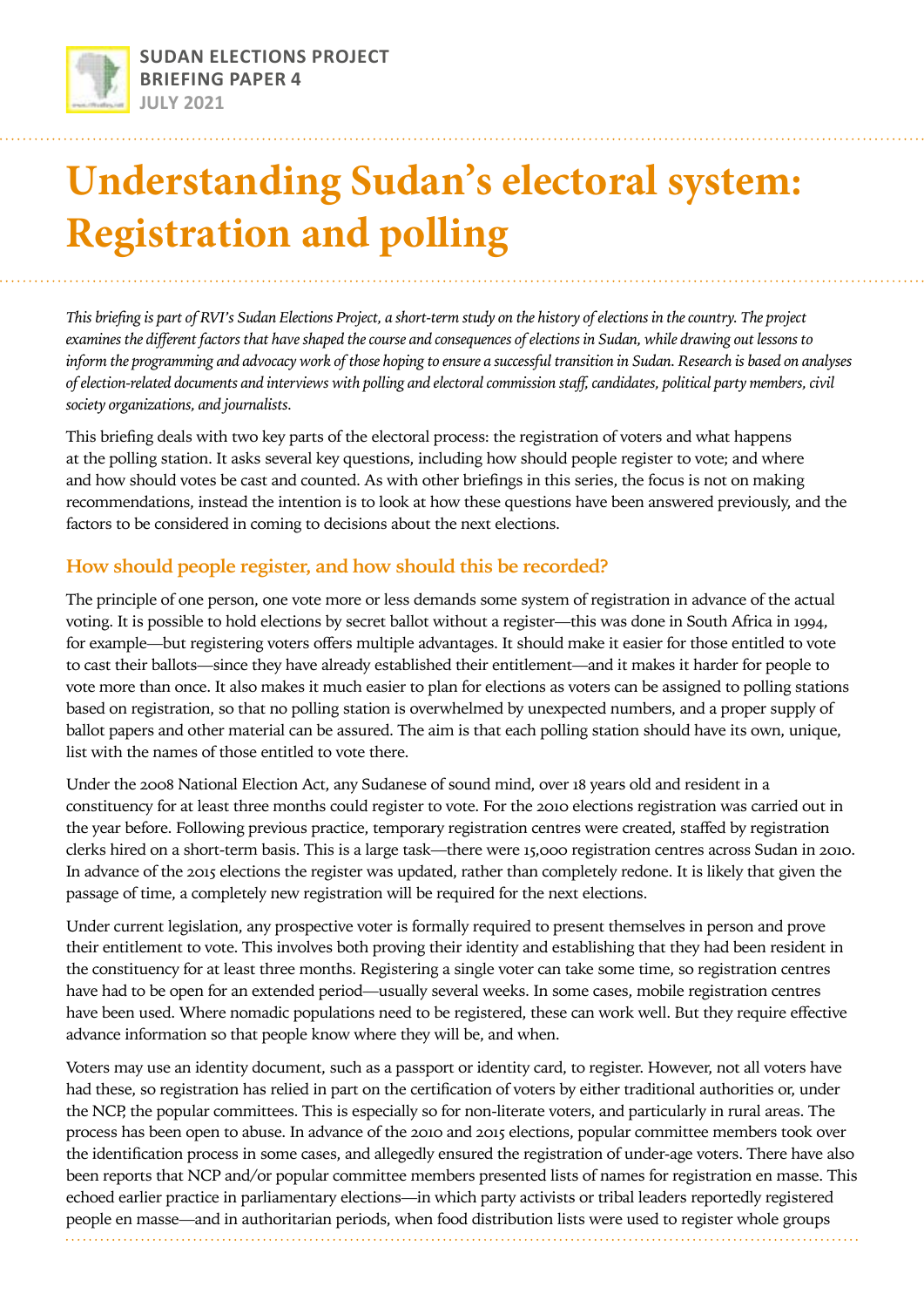SUDAN ELECTIONS PROJECT
BRIEFING PAPER 4
JULY 2021

# Understanding Sudan's electoral system: Registration and polling

*This briefing is part of RVI's Sudan Elections Project, a short-term study on the history of elections in the country. The project examines the different factors that have shaped the course and consequences of elections in Sudan, while drawing out lessons to inform the programming and advocacy work of those hoping to ensure a successful transition in Sudan. Research is based on analyses of election-related documents and interviews with polling and electoral commission staff, candidates, political party members, civil society organizations, and journalists.*

This briefing deals with two key parts of the electoral process: the registration of voters and what happens at the polling station. It asks several key questions, including how should people register to vote; and where and how should votes be cast and counted. As with other briefings in this series, the focus is not on making recommendations, instead the intention is to look at how these questions have been answered previously, and the factors to be considered in coming to decisions about the next elections.

## How should people register, and how should this be recorded?

The principle of one person, one vote more or less demands some system of registration in advance of the actual voting. It is possible to hold elections by secret ballot without a register—this was done in South Africa in 1994, for example—but registering voters offers multiple advantages. It should make it easier for those entitled to vote to cast their ballots—since they have already established their entitlement—and it makes it harder for people to vote more than once. It also makes it much easier to plan for elections as voters can be assigned to polling stations based on registration, so that no polling station is overwhelmed by unexpected numbers, and a proper supply of ballot papers and other material can be assured. The aim is that each polling station should have its own, unique, list with the names of those entitled to vote there.

Under the 2008 National Election Act, any Sudanese of sound mind, over 18 years old and resident in a constituency for at least three months could register to vote. For the 2010 elections registration was carried out in the year before. Following previous practice, temporary registration centres were created, staffed by registration clerks hired on a short-term basis. This is a large task—there were 15,000 registration centres across Sudan in 2010. In advance of the 2015 elections the register was updated, rather than completely redone. It is likely that given the passage of time, a completely new registration will be required for the next elections.

Under current legislation, any prospective voter is formally required to present themselves in person and prove their entitlement to vote. This involves both proving their identity and establishing that they had been resident in the constituency for at least three months. Registering a single voter can take some time, so registration centres have had to be open for an extended period—usually several weeks. In some cases, mobile registration centres have been used. Where nomadic populations need to be registered, these can work well. But they require effective advance information so that people know where they will be, and when.

Voters may use an identity document, such as a passport or identity card, to register. However, not all voters have had these, so registration has relied in part on the certification of voters by either traditional authorities or, under the NCP, the popular committees. This is especially so for non-literate voters, and particularly in rural areas. The process has been open to abuse. In advance of the 2010 and 2015 elections, popular committee members took over the identification process in some cases, and allegedly ensured the registration of under-age voters. There have also been reports that NCP and/or popular committee members presented lists of names for registration en masse. This echoed earlier practice in parliamentary elections—in which party activists or tribal leaders reportedly registered people en masse—and in authoritarian periods, when food distribution lists were used to register whole groups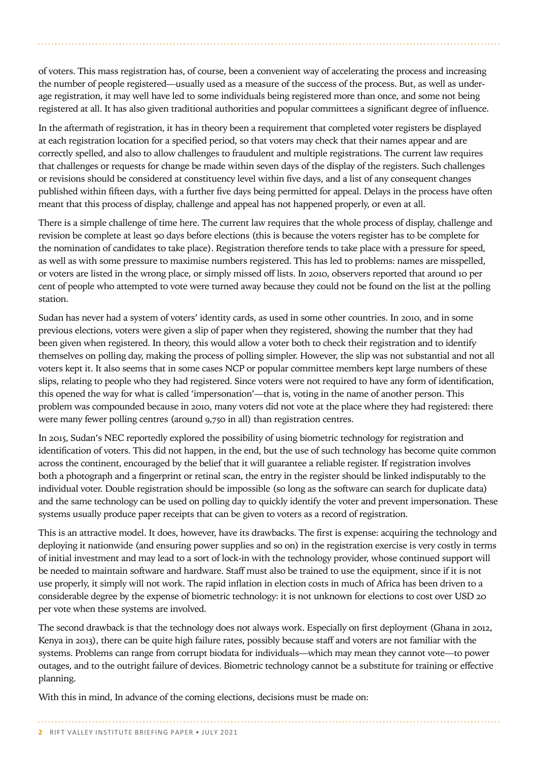of voters. This mass registration has, of course, been a convenient way of accelerating the process and increasing the number of people registered—usually used as a measure of the success of the process. But, as well as under-age registration, it may well have led to some individuals being registered more than once, and some not being registered at all. It has also given traditional authorities and popular committees a significant degree of influence.

In the aftermath of registration, it has in theory been a requirement that completed voter registers be displayed at each registration location for a specified period, so that voters may check that their names appear and are correctly spelled, and also to allow challenges to fraudulent and multiple registrations. The current law requires that challenges or requests for change be made within seven days of the display of the registers. Such challenges or revisions should be considered at constituency level within five days, and a list of any consequent changes published within fifteen days, with a further five days being permitted for appeal. Delays in the process have often meant that this process of display, challenge and appeal has not happened properly, or even at all.

There is a simple challenge of time here. The current law requires that the whole process of display, challenge and revision be complete at least 90 days before elections (this is because the voters register has to be complete for the nomination of candidates to take place). Registration therefore tends to take place with a pressure for speed, as well as with some pressure to maximise numbers registered. This has led to problems: names are misspelled, or voters are listed in the wrong place, or simply missed off lists. In 2010, observers reported that around 10 per cent of people who attempted to vote were turned away because they could not be found on the list at the polling station.

Sudan has never had a system of voters' identity cards, as used in some other countries. In 2010, and in some previous elections, voters were given a slip of paper when they registered, showing the number that they had been given when registered. In theory, this would allow a voter both to check their registration and to identify themselves on polling day, making the process of polling simpler. However, the slip was not substantial and not all voters kept it. It also seems that in some cases NCP or popular committee members kept large numbers of these slips, relating to people who they had registered. Since voters were not required to have any form of identification, this opened the way for what is called 'impersonation'—that is, voting in the name of another person. This problem was compounded because in 2010, many voters did not vote at the place where they had registered: there were many fewer polling centres (around 9,750 in all) than registration centres.

In 2015, Sudan's NEC reportedly explored the possibility of using biometric technology for registration and identification of voters. This did not happen, in the end, but the use of such technology has become quite common across the continent, encouraged by the belief that it will guarantee a reliable register. If registration involves both a photograph and a fingerprint or retinal scan, the entry in the register should be linked indisputably to the individual voter. Double registration should be impossible (so long as the software can search for duplicate data) and the same technology can be used on polling day to quickly identify the voter and prevent impersonation. These systems usually produce paper receipts that can be given to voters as a record of registration.

This is an attractive model. It does, however, have its drawbacks. The first is expense: acquiring the technology and deploying it nationwide (and ensuring power supplies and so on) in the registration exercise is very costly in terms of initial investment and may lead to a sort of lock-in with the technology provider, whose continued support will be needed to maintain software and hardware. Staff must also be trained to use the equipment, since if it is not use properly, it simply will not work. The rapid inflation in election costs in much of Africa has been driven to a considerable degree by the expense of biometric technology: it is not unknown for elections to cost over USD 20 per vote when these systems are involved.

The second drawback is that the technology does not always work. Especially on first deployment (Ghana in 2012, Kenya in 2013), there can be quite high failure rates, possibly because staff and voters are not familiar with the systems. Problems can range from corrupt biodata for individuals—which may mean they cannot vote—to power outages, and to the outright failure of devices. Biometric technology cannot be a substitute for training or effective planning.

With this in mind, In advance of the coming elections, decisions must be made on: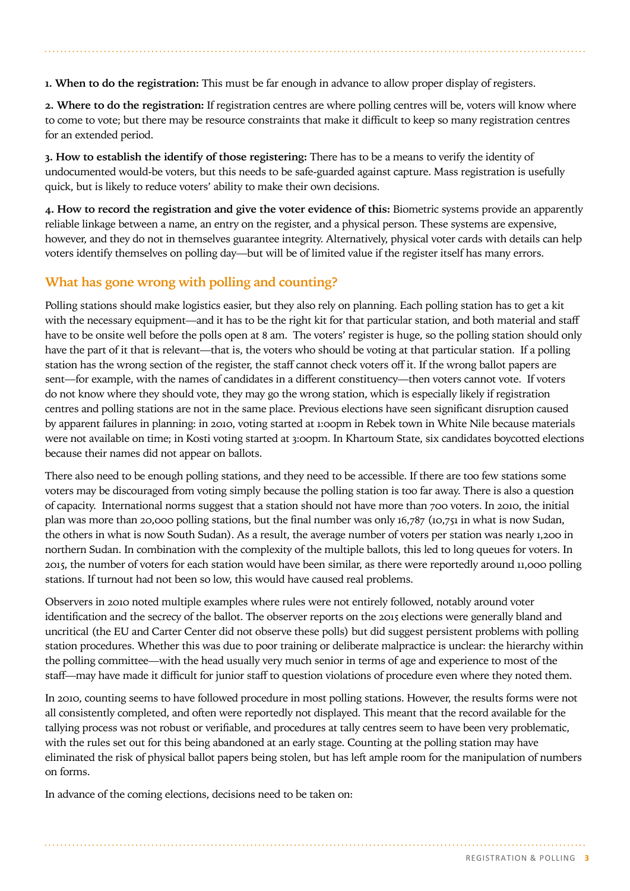**1. When to do the registration:** This must be far enough in advance to allow proper display of registers.

**2. Where to do the registration:** If registration centres are where polling centres will be, voters will know where to come to vote; but there may be resource constraints that make it difficult to keep so many registration centres for an extended period.

**3. How to establish the identify of those registering:** There has to be a means to verify the identity of undocumented would-be voters, but this needs to be safe-guarded against capture. Mass registration is usefully quick, but is likely to reduce voters' ability to make their own decisions.

**4. How to record the registration and give the voter evidence of this:** Biometric systems provide an apparently reliable linkage between a name, an entry on the register, and a physical person. These systems are expensive, however, and they do not in themselves guarantee integrity. Alternatively, physical voter cards with details can help voters identify themselves on polling day—but will be of limited value if the register itself has many errors.

## What has gone wrong with polling and counting?

Polling stations should make logistics easier, but they also rely on planning. Each polling station has to get a kit with the necessary equipment—and it has to be the right kit for that particular station, and both material and staff have to be onsite well before the polls open at 8 am. The voters' register is huge, so the polling station should only have the part of it that is relevant—that is, the voters who should be voting at that particular station. If a polling station has the wrong section of the register, the staff cannot check voters off it. If the wrong ballot papers are sent—for example, with the names of candidates in a different constituency—then voters cannot vote. If voters do not know where they should vote, they may go the wrong station, which is especially likely if registration centres and polling stations are not in the same place. Previous elections have seen significant disruption caused by apparent failures in planning: in 2010, voting started at 1:00pm in Rebek town in White Nile because materials were not available on time; in Kosti voting started at 3:00pm. In Khartoum State, six candidates boycotted elections because their names did not appear on ballots.

There also need to be enough polling stations, and they need to be accessible. If there are too few stations some voters may be discouraged from voting simply because the polling station is too far away. There is also a question of capacity. International norms suggest that a station should not have more than 700 voters. In 2010, the initial plan was more than 20,000 polling stations, but the final number was only 16,787 (10,751 in what is now Sudan, the others in what is now South Sudan). As a result, the average number of voters per station was nearly 1,200 in northern Sudan. In combination with the complexity of the multiple ballots, this led to long queues for voters. In 2015, the number of voters for each station would have been similar, as there were reportedly around 11,000 polling stations. If turnout had not been so low, this would have caused real problems.

Observers in 2010 noted multiple examples where rules were not entirely followed, notably around voter identification and the secrecy of the ballot. The observer reports on the 2015 elections were generally bland and uncritical (the EU and Carter Center did not observe these polls) but did suggest persistent problems with polling station procedures. Whether this was due to poor training or deliberate malpractice is unclear: the hierarchy within the polling committee—with the head usually very much senior in terms of age and experience to most of the staff—may have made it difficult for junior staff to question violations of procedure even where they noted them.

In 2010, counting seems to have followed procedure in most polling stations. However, the results forms were not all consistently completed, and often were reportedly not displayed. This meant that the record available for the tallying process was not robust or verifiable, and procedures at tally centres seem to have been very problematic, with the rules set out for this being abandoned at an early stage. Counting at the polling station may have eliminated the risk of physical ballot papers being stolen, but has left ample room for the manipulation of numbers on forms.

In advance of the coming elections, decisions need to be taken on: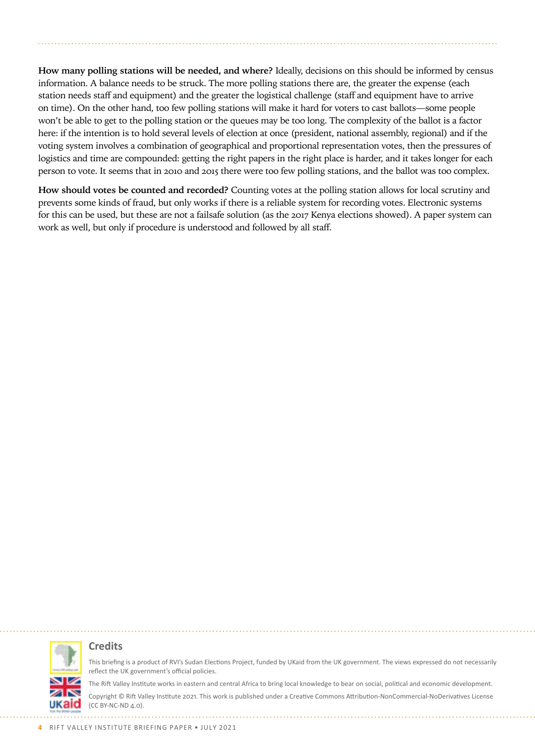**How many polling stations will be needed, and where?** Ideally, decisions on this should be informed by census information. A balance needs to be struck. The more polling stations there are, the greater the expense (each station needs staff and equipment) and the greater the logistical challenge (staff and equipment have to arrive on time). On the other hand, too few polling stations will make it hard for voters to cast ballots—some people won't be able to get to the polling station or the queues may be too long. The complexity of the ballot is a factor here: if the intention is to hold several levels of election at once (president, national assembly, regional) and if the voting system involves a combination of geographical and proportional representation votes, then the pressures of logistics and time are compounded: getting the right papers in the right place is harder, and it takes longer for each person to vote. It seems that in 2010 and 2015 there were too few polling stations, and the ballot was too complex.

**How should votes be counted and recorded?** Counting votes at the polling station allows for local scrutiny and prevents some kinds of fraud, but only works if there is a reliable system for recording votes. Electronic systems for this can be used, but these are not a failsafe solution (as the 2017 Kenya elections showed). A paper system can work as well, but only if procedure is understood and followed by all staff.

## Credits

This briefing is a product of RVI's Sudan Elections Project, funded by UKaid from the UK government. The views expressed do not necessarily reflect the UK government's official policies.

The Rift Valley Institute works in eastern and central Africa to bring local knowledge to bear on social, political and economic development.

Copyright © Rift Valley Institute 2021. This work is published under a Creative Commons Attribution-NonCommercial-NoDerivatives License (CC BY-NC-ND 4.0).